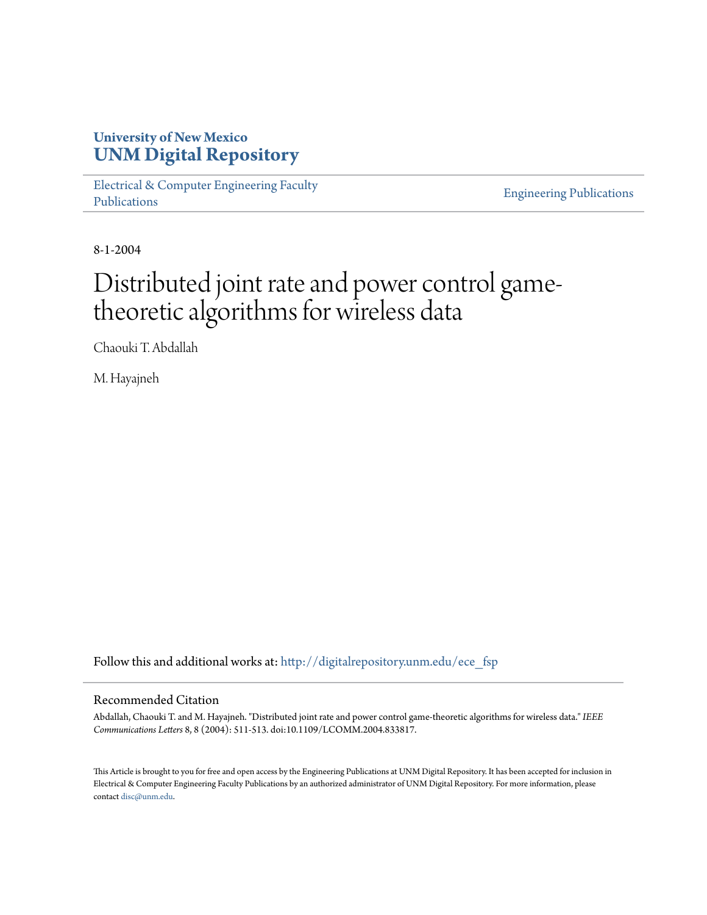**University of New Mexico**
**UNM Digital Repository**

Electrical & Computer Engineering Faculty Publications

Engineering Publications

8-1-2004

# Distributed joint rate and power control game-theoretic algorithms for wireless data

Chaouki T. Abdallah

M. Hayajneh

Follow this and additional works at: http://digitalrepository.unm.edu/ece_fsp

## Recommended Citation

Abdallah, Chaouki T. and M. Hayajneh. "Distributed joint rate and power control game-theoretic algorithms for wireless data." *IEEE Communications Letters* 8, 8 (2004): 511-513. doi:10.1109/LCOMM.2004.833817.

This Article is brought to you for free and open access by the Engineering Publications at UNM Digital Repository. It has been accepted for inclusion in Electrical & Computer Engineering Faculty Publications by an authorized administrator of UNM Digital Repository. For more information, please contact disc@unm.edu.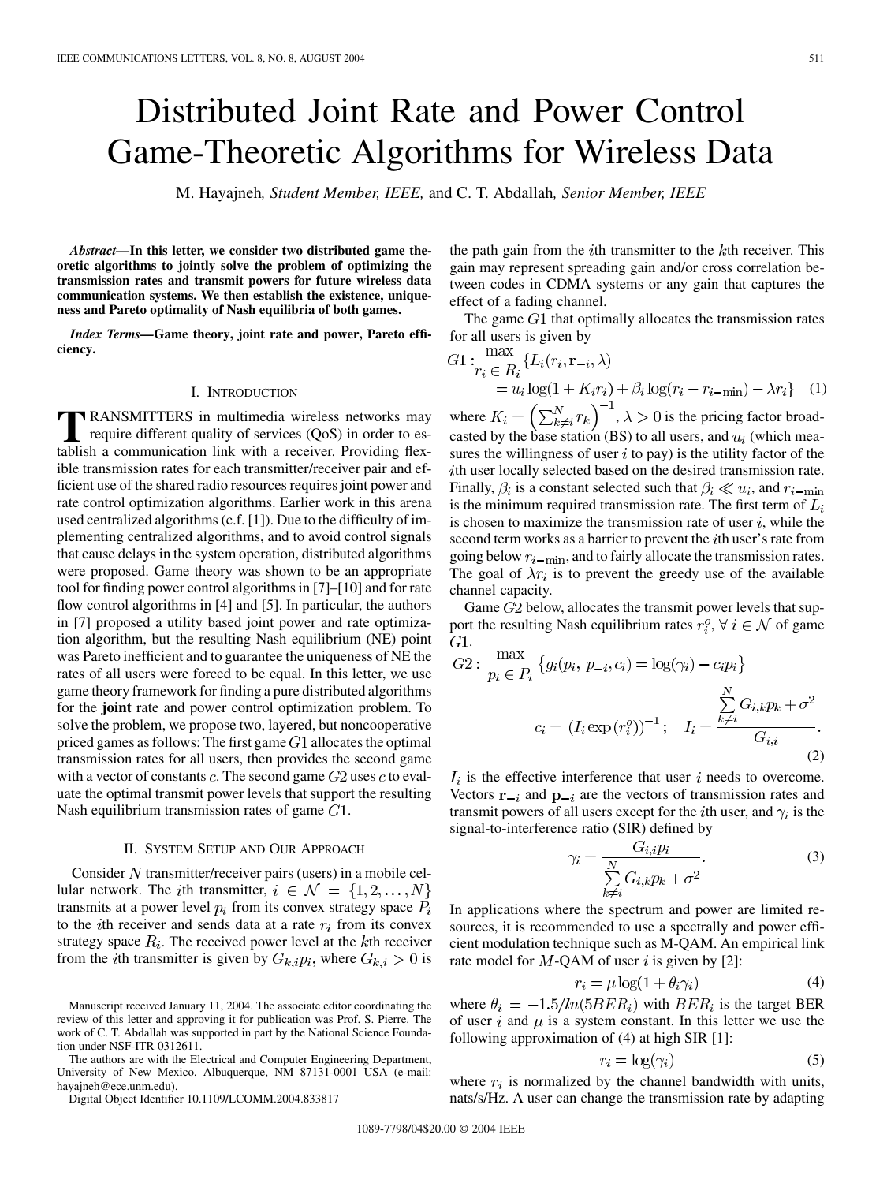# Distributed Joint Rate and Power Control Game-Theoretic Algorithms for Wireless Data

M. Hayajneh, *Student Member, IEEE,* and C. T. Abdallah, *Senior Member, IEEE*

***Abstract*—In this letter, we consider two distributed game theoretic algorithms to jointly solve the problem of optimizing the transmission rates and transmit powers for future wireless data communication systems. We then establish the existence, uniqueness and Pareto optimality of Nash equilibria of both games.**

***Index Terms*—Game theory, joint rate and power, Pareto efficiency.**

## I. Introduction

Transmitters in multimedia wireless networks may require different quality of services (QoS) in order to establish a communication link with a receiver. Providing flexible transmission rates for each transmitter/receiver pair and efficient use of the shared radio resources requires joint power and rate control optimization algorithms. Earlier work in this arena used centralized algorithms (c.f. [1]). Due to the difficulty of implementing centralized algorithms, and to avoid control signals that cause delays in the system operation, distributed algorithms were proposed. Game theory was shown to be an appropriate tool for finding power control algorithms in [7]–[10] and for rate flow control algorithms in [4] and [5]. In particular, the authors in [7] proposed a utility based joint power and rate optimization algorithm, but the resulting Nash equilibrium (NE) point was Pareto inefficient and to guarantee the uniqueness of NE the rates of all users were forced to be equal. In this letter, we use game theory framework for finding a pure distributed algorithms for the **joint** rate and power control optimization problem. To solve the problem, we propose two, layered, but noncooperative priced games as follows: The first game $G1$ allocates the optimal transmission rates for all users, then provides the second game with a vector of constants $c$. The second game $G2$ uses $c$ to evaluate the optimal transmit power levels that support the resulting Nash equilibrium transmission rates of game $G1$.

## II. System Setup and Our Approach

Consider $N$ transmitter/receiver pairs (users) in a mobile cellular network. The $i$th transmitter, $i \in \mathcal{N} = \{1, 2, \ldots, N\}$ transmits at a power level $p_i$ from its convex strategy space $P_i$ to the $i$th receiver and sends data at a rate $r_i$ from its convex strategy space $R_i$. The received power level at the $k$th receiver from the $i$th transmitter is given by $G_{k,i}p_i$, where $G_{k,i} > 0$ is the path gain from the $i$th transmitter to the $k$th receiver. This gain may represent spreading gain and/or cross correlation between codes in CDMA systems or any gain that captures the effect of a fading channel.

The game $G1$ that optimally allocates the transmission rates for all users is given by

$$G1: \max_{r_i \in R_i} \{L_i(r_i, \mathbf{r}_{-i}, \lambda) = u_i \log(1 + K_i r_i) + \beta_i \log(r_i - r_{i-\min}) - \lambda r_i\} \quad (1)$$

where $K_i = \left(\sum_{k \neq i}^{N} r_k\right)^{-1}$, $\lambda > 0$ is the pricing factor broadcasted by the base station (BS) to all users, and $u_i$ (which measures the willingness of user $i$ to pay) is the utility factor of the $i$th user locally selected based on the desired transmission rate. Finally, $\beta_i$ is a constant selected such that $\beta_i \ll u_i$, and $r_{i-\min}$ is the minimum required transmission rate. The first term of $L_i$ is chosen to maximize the transmission rate of user $i$, while the second term works as a barrier to prevent the $i$th user's rate from going below $r_{i-\min}$, and to fairly allocate the transmission rates. The goal of $\lambda r_i$ is to prevent the greedy use of the available channel capacity.

Game $G2$ below, allocates the transmit power levels that support the resulting Nash equilibrium rates $r_i^o, \forall i \in \mathcal{N}$ of game $G1$.

$$G2: \max_{p_i \in P_i} \{g_i(p_i, p_{-i}, c_i) = \log(\gamma_i) - c_i p_i\}$$

$$c_i = (I_i \exp(r_i^o))^{-1}; \quad I_i = \frac{\sum_{k \neq i}^{N} G_{i,k}p_k + \sigma^2}{G_{i,i}}. \quad (2)$$

$I_i$ is the effective interference that user $i$ needs to overcome. Vectors $\mathbf{r}_{-i}$ and $\mathbf{p}_{-i}$ are the vectors of transmission rates and transmit powers of all users except for the $i$th user, and $\gamma_i$ is the signal-to-interference ratio (SIR) defined by

$$\gamma_i = \frac{G_{i,i}p_i}{\sum_{k \neq i}^{N} G_{i,k}p_k + \sigma^2}. \quad (3)$$

In applications where the spectrum and power are limited resources, it is recommended to use a spectrally and power efficient modulation technique such as M-QAM. An empirical link rate model for $M$-QAM of user $i$ is given by [2]:

$$r_i = \mu \log(1 + \theta_i \gamma_i) \quad (4)$$

where $\theta_i = -1.5/ln(5BER_i)$ with $BER_i$ is the target BER of user $i$ and $\mu$ is a system constant. In this letter we use the following approximation of (4) at high SIR [1]:

$$r_i = \log(\gamma_i) \quad (5)$$

where $r_i$ is normalized by the channel bandwidth with units, nats/s/Hz. A user can change the transmission rate by adapting

---

Manuscript received January 11, 2004. The associate editor coordinating the review of this letter and approving it for publication was Prof. S. Pierre. The work of C. T. Abdallah was supported in part by the National Science Foundation under NSF-ITR 0312611.

The authors are with the Electrical and Computer Engineering Department, University of New Mexico, Albuquerque, NM 87131-0001 USA (e-mail: hayajneh@ece.unm.edu).

Digital Object Identifier 10.1109/LCOMM.2004.833817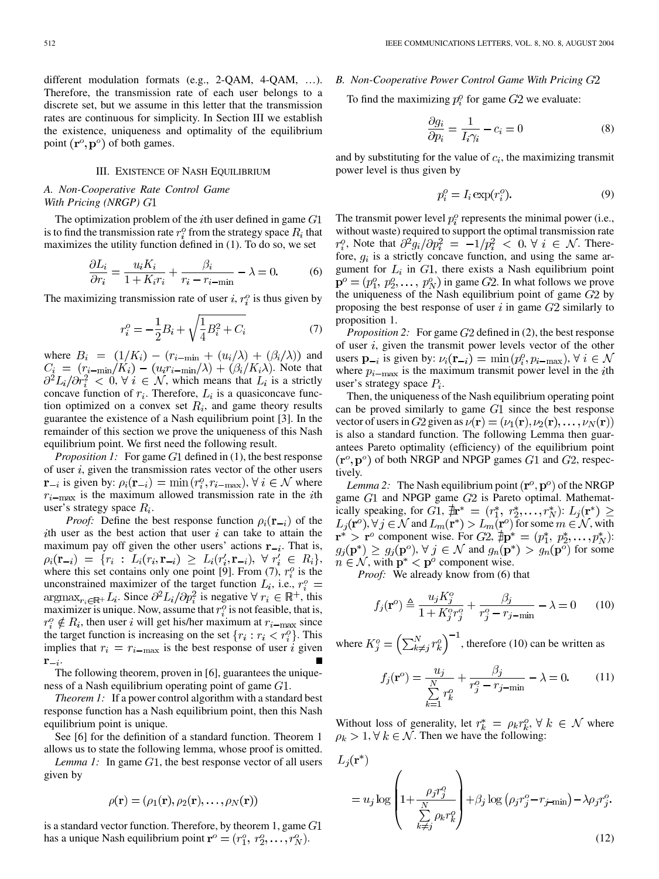different modulation formats (e.g., 2-QAM, 4-QAM, …). Therefore, the transmission rate of each user belongs to a discrete set, but we assume in this letter that the transmission rates are continuous for simplicity. In Section III we establish the existence, uniqueness and optimality of the equilibrium point $(\mathbf{r}^o, \mathbf{p}^o)$ of both games.

## III. Existence of Nash Equilibrium

### A. Non-Cooperative Rate Control Game With Pricing (NRGP) $G1$

The optimization problem of the $i$th user defined in game $G1$ is to find the transmission rate $r_i^o$ from the strategy space $R_i$ that maximizes the utility function defined in (1). To do so, we set

$$\frac{\partial L_i}{\partial r_i} = \frac{u_i K_i}{1 + K_i r_i} + \frac{\beta_i}{r_i - r_{i-\min}} - \lambda = 0. \tag{6}$$

The maximizing transmission rate of user $i$, $r_i^o$ is thus given by

$$r_i^o = -\frac{1}{2}B_i + \sqrt{\frac{1}{4}B_i^2 + C_i} \tag{7}$$

where $B_i = (1/K_i) - (r_{i-\min} + (u_i/\lambda) + (\beta_i/\lambda))$ and $C_i = (r_{i-\min}/K_i) - (u_i r_{i-\min}/\lambda) + (\beta_i/K_i\lambda)$. Note that $\partial^2 L_i/\partial r_i^2 < 0, \forall\, i \in \mathcal{N}$, which means that $L_i$ is a strictly concave function of $r_i$. Therefore, $L_i$ is a quasiconcave function optimized on a convex set $R_i$, and game theory results guarantee the existence of a Nash equilibrium point [3]. In the remainder of this section we prove the uniqueness of this Nash equilibrium point. We first need the following result.

*Proposition 1:* For game $G1$ defined in (1), the best response of user $i$, given the transmission rates vector of the other users $\mathbf{r}_{-i}$ is given by: $\rho_i(\mathbf{r}_{-i}) = \min(r_i^o, r_{i-\max}), \forall\, i \in \mathcal{N}$ where $r_{i-\max}$ is the maximum allowed transmission rate in the $i$th user's strategy space $R_i$.

*Proof:* Define the best response function $\rho_i(\mathbf{r}_{-i})$ of the $i$th user as the best action that user $i$ can take to attain the maximum pay off given the other users' actions $\mathbf{r}_{-i}$. That is, $\rho_i(\mathbf{r}_{-i}) = \{r_i : L_i(r_i, \mathbf{r}_{-i}) \geq L_i(r_i', \mathbf{r}_{-i}),\ \forall\, r_i' \in R_i\}$, where this set contains only one point [9]. From (7), $r_i^o$ is the unconstrained maximizer of the target function $L_i$, i.e., $r_i^o = \operatorname{argmax}_{r_i \in \mathbb{R}^+} L_i$. Since $\partial^2 L_i/\partial p_i^2$ is negative $\forall\, r_i \in \mathbb{R}^+$, this maximizer is unique. Now, assume that $r_i^o$ is not feasible, that is, $r_i^o \notin R_i$, then user $i$ will get his/her maximum at $r_{i-\max}$ since the target function is increasing on the set $\{r_i : r_i < r_i^o\}$. This implies that $r_i = r_{i-\max}$ is the best response of user $i$ given $\mathbf{r}_{-i}$. ∎

The following theorem, proven in [6], guarantees the uniqueness of a Nash equilibrium operating point of game $G1$.

*Theorem 1:* If a power control algorithm with a standard best response function has a Nash equilibrium point, then this Nash equilibrium point is unique.

See [6] for the definition of a standard function. Theorem 1 allows us to state the following lemma, whose proof is omitted.

*Lemma 1:* In game $G1$, the best response vector of all users given by

$$\rho(\mathbf{r}) = (\rho_1(\mathbf{r}), \rho_2(\mathbf{r}), \ldots, \rho_N(\mathbf{r}))$$

is a standard vector function. Therefore, by theorem 1, game $G1$ has a unique Nash equilibrium point $\mathbf{r}^o = (r_1^o, r_2^o, \ldots, r_N^o)$.

### B. Non-Cooperative Power Control Game With Pricing $G2$

To find the maximizing $p_i^o$ for game $G2$ we evaluate:

$$\frac{\partial g_i}{\partial p_i} = \frac{1}{I_i \gamma_i} - c_i = 0 \tag{8}$$

and by substituting for the value of $c_i$, the maximizing transmit power level is thus given by

$$p_i^o = I_i \exp(r_i^o). \tag{9}$$

The transmit power level $p_i^o$ represents the minimal power (i.e., without waste) required to support the optimal transmission rate $r_i^o$, Note that $\partial^2 g_i/\partial p_i^2 = -1/p_i^2 < 0, \forall\, i \in \mathcal{N}$. Therefore, $g_i$ is a strictly concave function, and using the same argument for $L_i$ in $G1$, there exists a Nash equilibrium point $\mathbf{p}^o = (p_1^o, p_2^o, \ldots, p_N^o)$ in game $G2$. In what follows we prove the uniqueness of the Nash equilibrium point of game $G2$ by proposing the best response of user $i$ in game $G2$ similarly to proposition 1.

*Proposition 2:* For game $G2$ defined in (2), the best response of user $i$, given the transmit power levels vector of the other users $\mathbf{p}_{-i}$ is given by: $\nu_i(\mathbf{r}_{-i}) = \min(p_i^o, p_{i-\max}), \forall\, i \in \mathcal{N}$ where $p_{i-\max}$ is the maximum transmit power level in the $i$th user's strategy space $P_i$.

Then, the uniqueness of the Nash equilibrium operating point can be proved similarly to game $G1$ since the best response vector of users in $G2$ given as $\nu(\mathbf{r}) = (\nu_1(\mathbf{r}), \nu_2(\mathbf{r}), \ldots, \nu_N(\mathbf{r}))$ is also a standard function. The following Lemma then guarantees Pareto optimality (efficiency) of the equilibrium point $(\mathbf{r}^o, \mathbf{p}^o)$ of both NRGP and NPGP games $G1$ and $G2$, respectively.

*Lemma 2:* The Nash equilibrium point $(\mathbf{r}^o, \mathbf{p}^o)$ of the NRGP game $G1$ and NPGP game $G2$ is Pareto optimal. Mathematically speaking, for $G1$, $\nexists \mathbf{r}^* = (r_1^*, r_2^*, \ldots, r_N^*)$: $L_j(\mathbf{r}^*) \geq L_j(\mathbf{r}^o), \forall\, j \in \mathcal{N}$ and $L_m(\mathbf{r}^*) > L_m(\mathbf{r}^o)$ for some $m \in \mathcal{N}$, with $\mathbf{r}^* > \mathbf{r}^o$ component wise. For $G2$, $\nexists \mathbf{p}^* = (p_1^*, p_2^*, \ldots, p_N^*)$: $g_j(\mathbf{p}^*) \geq g_j(\mathbf{p}^o), \forall\, j \in \mathcal{N}$ and $g_n(\mathbf{p}^*) > g_n(\mathbf{p}^o)$ for some $n \in \mathcal{N}$, with $\mathbf{p}^* < \mathbf{p}^o$ component wise.

*Proof:* We already know from (6) that

$$f_j(\mathbf{r}^o) \triangleq \frac{u_j K_j^o}{1 + K_j^o r_j^o} + \frac{\beta_j}{r_j^o - r_{j-\min}} - \lambda = 0 \tag{10}$$

where $K_j^o = \left(\sum_{k \neq j}^{N} r_k^o\right)^{-1}$, therefore (10) can be written as

$$f_j(\mathbf{r}^o) = \frac{u_j}{\sum\limits_{k=1}^{N} r_k^o} + \frac{\beta_j}{r_j^o - r_{j-\min}} - \lambda = 0. \tag{11}$$

Without loss of generality, let $r_k^* = \rho_k r_k^o, \forall\, k \in \mathcal{N}$ where $\rho_k > 1, \forall\, k \in \mathcal{N}$. Then we have the following:

$$L_j(\mathbf{r}^*) = u_j \log\left(1 + \frac{\rho_j r_j^o}{\sum\limits_{k \neq j}^{N} \rho_k r_k^o}\right) + \beta_j \log\left(\rho_j r_j^o - r_{j-\min}\right) - \lambda \rho_j r_j^o. \tag{12}$$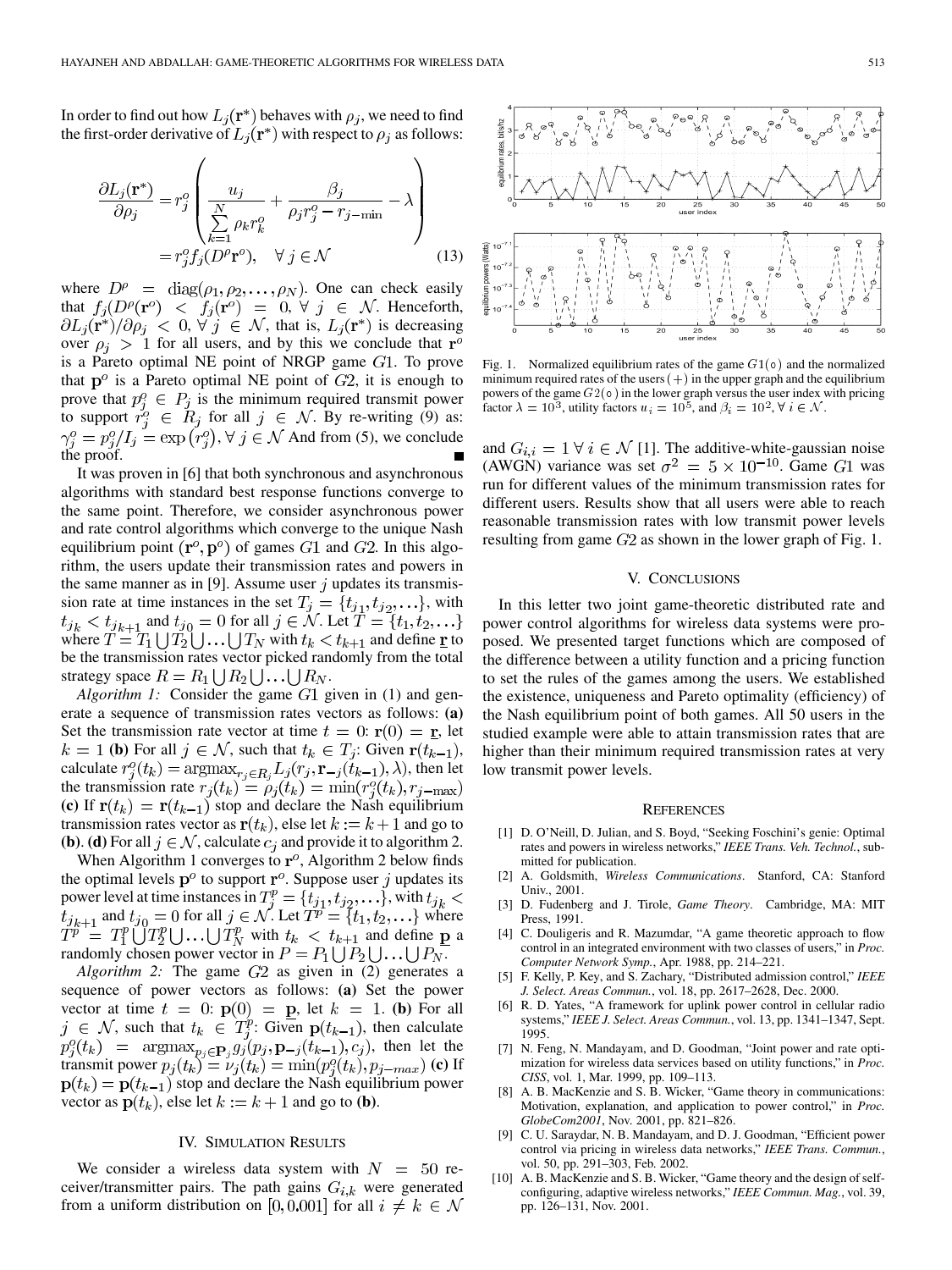In order to find out how $L_j(\mathbf{r}^*)$ behaves with $\rho_j$, we need to find the first-order derivative of $L_j(\mathbf{r}^*)$ with respect to $\rho_j$ as follows:

$$\frac{\partial L_j(\mathbf{r}^*)}{\partial \rho_j} = r_j^o \left( \frac{u_j}{\sum_{k=1}^{N} \rho_k r_k^o} + \frac{\beta_j}{\rho_j r_j^o - r_{j-\min}} - \lambda \right) = r_j^o f_j(D^\rho \mathbf{r}^o), \quad \forall\, j \in \mathcal{N} \tag{13}$$

where $D^\rho = \mathrm{diag}(\rho_1, \rho_2, \ldots, \rho_N)$. One can check easily that $f_j(D^\rho(\mathbf{r}^o) < f_j(\mathbf{r}^o) = 0, \forall\, j \in \mathcal{N}$. Henceforth, $\partial L_j(\mathbf{r}^*)/\partial \rho_j < 0, \forall\, j \in \mathcal{N}$, that is, $L_j(\mathbf{r}^*)$ is decreasing over $\rho_j > 1$ for all users, and by this we conclude that $\mathbf{r}^o$ is a Pareto optimal NE point of NRGP game $G1$. To prove that $\mathbf{p}^o$ is a Pareto optimal NE point of $G2$, it is enough to prove that $p_j^o \in P_j$ is the minimum required transmit power to support $r_j^o \in R_j$ for all $j \in \mathcal{N}$. By re-writing (9) as: $\gamma_j^o = p_j^o/I_j = \exp(r_j^o), \forall\, j \in \mathcal{N}$ And from (5), we conclude the proof. ∎

It was proven in [6] that both synchronous and asynchronous algorithms with standard best response functions converge to the same point. Therefore, we consider asynchronous power and rate control algorithms which converge to the unique Nash equilibrium point $(\mathbf{r}^o, \mathbf{p}^o)$ of games $G1$ and $G2$. In this algorithm, the users update their transmission rates and powers in the same manner as in [9]. Assume user $j$ updates its transmission rate at time instances in the set $T_j = \{t_{j_1}, t_{j_2}, \ldots\}$, with $t_{j_k} < t_{j_{k+1}}$ and $t_{j_0} = 0$ for all $j \in \mathcal{N}$. Let $T = \{t_1, t_2, \ldots\}$ where $T = T_1 \bigcup T_2 \bigcup \ldots \bigcup T_N$ with $t_k < t_{k+1}$ and define $\underline{\mathbf{r}}$ to be the transmission rates vector picked randomly from the total strategy space $R = R_1 \bigcup R_2 \bigcup \ldots \bigcup R_N$.

*Algorithm 1:* Consider the game $G1$ given in (1) and generate a sequence of transmission rates vectors as follows: **(a)** Set the transmission rate vector at time $t = 0$: $\mathbf{r}(0) = \underline{\mathbf{r}}$, let $k = 1$ **(b)** For all $j \in \mathcal{N}$, such that $t_k \in T_j$: Given $\mathbf{r}(t_{k-1})$, calculate $r_j^o(t_k) = \mathrm{argmax}_{r_j \in R_j} L_j(r_j, \mathbf{r}_{-j}(t_{k-1}), \lambda)$, then let the transmission rate $r_j(t_k) = \rho_j(t_k) = \min(r_j^o(t_k), r_{j-\max})$ **(c)** If $\mathbf{r}(t_k) = \mathbf{r}(t_{k-1})$ stop and declare the Nash equilibrium transmission rates vector as $\mathbf{r}(t_k)$, else let $k := k+1$ and go to **(b)**. **(d)** For all $j \in \mathcal{N}$, calculate $c_j$ and provide it to algorithm 2.

When Algorithm 1 converges to $\mathbf{r}^o$, Algorithm 2 below finds the optimal levels $\mathbf{p}^o$ to support $\mathbf{r}^o$. Suppose user $j$ updates its power level at time instances in $T_j^p = \{t_{j_1}, t_{j_2}, \ldots\}$, with $t_{j_k} < t_{j_{k+1}}$ and $t_{j_0} = 0$ for all $j \in \mathcal{N}$. Let $T^p = \{t_1, t_2, \ldots\}$ where $T^p = T_1^p \bigcup T_2^p \bigcup \ldots \bigcup T_N^p$ with $t_k < t_{k+1}$ and define $\underline{\mathbf{p}}$ a randomly chosen power vector in $P = P_1 \bigcup P_2 \bigcup \ldots \bigcup P_N$.

*Algorithm 2:* The game $G2$ as given in (2) generates a sequence of power vectors as follows: **(a)** Set the power vector at time $t = 0$: $\mathbf{p}(0) = \underline{\mathbf{p}}$, let $k = 1$. **(b)** For all $j \in \mathcal{N}$, such that $t_k \in T_j^p$: Given $\mathbf{p}(t_{k-1})$, then calculate $p_j^o(t_k) = \mathrm{argmax}_{p_j \in \mathbf{P}_j} g_j(p_j, \mathbf{p}_{-j}(t_{k-1}), c_j)$, then let the transmit power $p_j(t_k) = \nu_j(t_k) = \min(p_j^o(t_k), p_{j-max})$ **(c)** If $\mathbf{p}(t_k) = \mathbf{p}(t_{k-1})$ stop and declare the Nash equilibrium power vector as $\mathbf{p}(t_k)$, else let $k := k+1$ and go to **(b)**.

## IV. Simulation Results

We consider a wireless data system with $N = 50$ receiver/transmitter pairs. The path gains $G_{i,k}$ were generated from a uniform distribution on $[0, 0.001]$ for all $i \neq k \in \mathcal{N}$ and $G_{i,i} = 1\ \forall\, i \in \mathcal{N}$ [1]. The additive-white-gaussian noise (AWGN) variance was set $\sigma^2 = 5 \times 10^{-10}$. Game $G1$ was run for different values of the minimum transmission rates for different users. Results show that all users were able to reach reasonable transmission rates with low transmit power levels resulting from game $G2$ as shown in the lower graph of Fig. 1.

equilibrium rates, bits/hz
user index
equilibrium powers (Watts)
user index

Fig. 1. Normalized equilibrium rates of the game $G1(\circ)$ and the normalized minimum required rates of the users $(+)$ in the upper graph and the equilibrium powers of the game $G2(\circ)$ in the lower graph versus the user index with pricing factor $\lambda = 10^3$, utility factors $u_i = 10^5$, and $\beta_i = 10^2, \forall\, i \in \mathcal{N}$.

## V. Conclusions

In this letter two joint game-theoretic distributed rate and power control algorithms for wireless data systems were proposed. We presented target functions which are composed of the difference between a utility function and a pricing function to set the rules of the games among the users. We established the existence, uniqueness and Pareto optimality (efficiency) of the Nash equilibrium point of both games. All 50 users in the studied example were able to attain transmission rates that are higher than their minimum required transmission rates at very low transmit power levels.

## References

[1] D. O'Neill, D. Julian, and S. Boyd, "Seeking Foschini's genie: Optimal rates and powers in wireless networks," *IEEE Trans. Veh. Technol.*, submitted for publication.

[2] A. Goldsmith, *Wireless Communications*. Stanford, CA: Stanford Univ., 2001.

[3] D. Fudenberg and J. Tirole, *Game Theory*. Cambridge, MA: MIT Press, 1991.

[4] C. Douligeris and R. Mazumdar, "A game theoretic approach to flow control in an integrated environment with two classes of users," in *Proc. Computer Network Symp.*, Apr. 1988, pp. 214–221.

[5] F. Kelly, P. Key, and S. Zachary, "Distributed admission control," *IEEE J. Select. Areas Commun.*, vol. 18, pp. 2617–2628, Dec. 2000.

[6] R. D. Yates, "A framework for uplink power control in cellular radio systems," *IEEE J. Select. Areas Commun.*, vol. 13, pp. 1341–1347, Sept. 1995.

[7] N. Feng, N. Mandayam, and D. Goodman, "Joint power and rate optimization for wireless data services based on utility functions," in *Proc. CISS*, vol. 1, Mar. 1999, pp. 109–113.

[8] A. B. MacKenzie and S. B. Wicker, "Game theory in communications: Motivation, explanation, and application to power control," in *Proc. GlobeCom2001*, Nov. 2001, pp. 821–826.

[9] C. U. Saraydar, N. B. Mandayam, and D. J. Goodman, "Efficient power control via pricing in wireless data networks," *IEEE Trans. Commun.*, vol. 50, pp. 291–303, Feb. 2002.

[10] A. B. MacKenzie and S. B. Wicker, "Game theory and the design of self-configuring, adaptive wireless networks," *IEEE Commun. Mag.*, vol. 39, pp. 126–131, Nov. 2001.